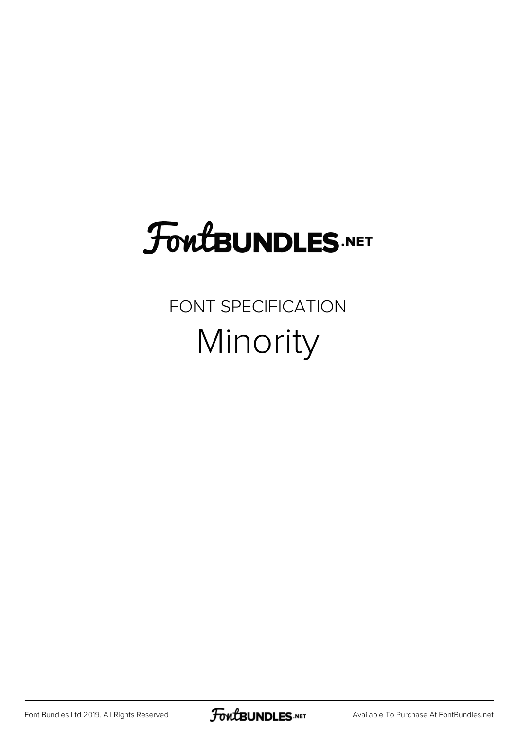# FontBUNDLES.NET

FONT SPECIFICATION

## Minority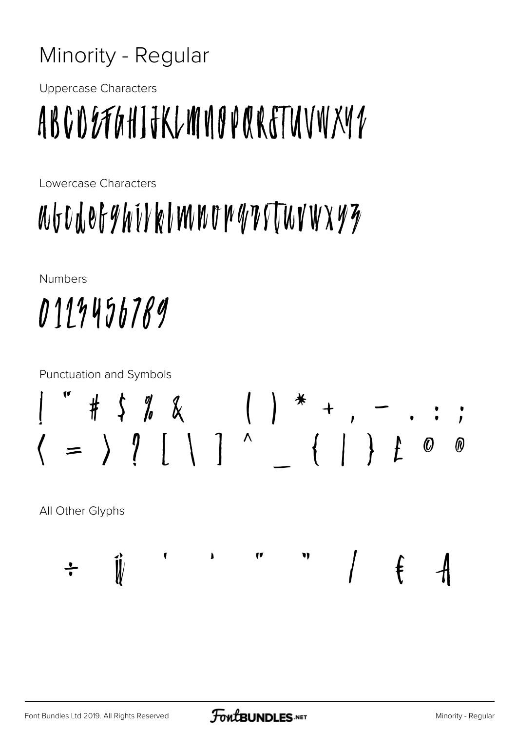# Minority - Regular

Uppercase Characters

ABCDEFGHIJKLMNOPQRSTUVWXYZ

Lowercase Characters

abcdefghijklmnopqrstuvwxyz

Numbers

0123456789

Punctuation and Symbols

! " # $ % & ( ) * + , - . : ;
< = > ? [ \ ] ^ _ { | } £ © ®

All Other Glyphs

÷ ij ' ' " " / € A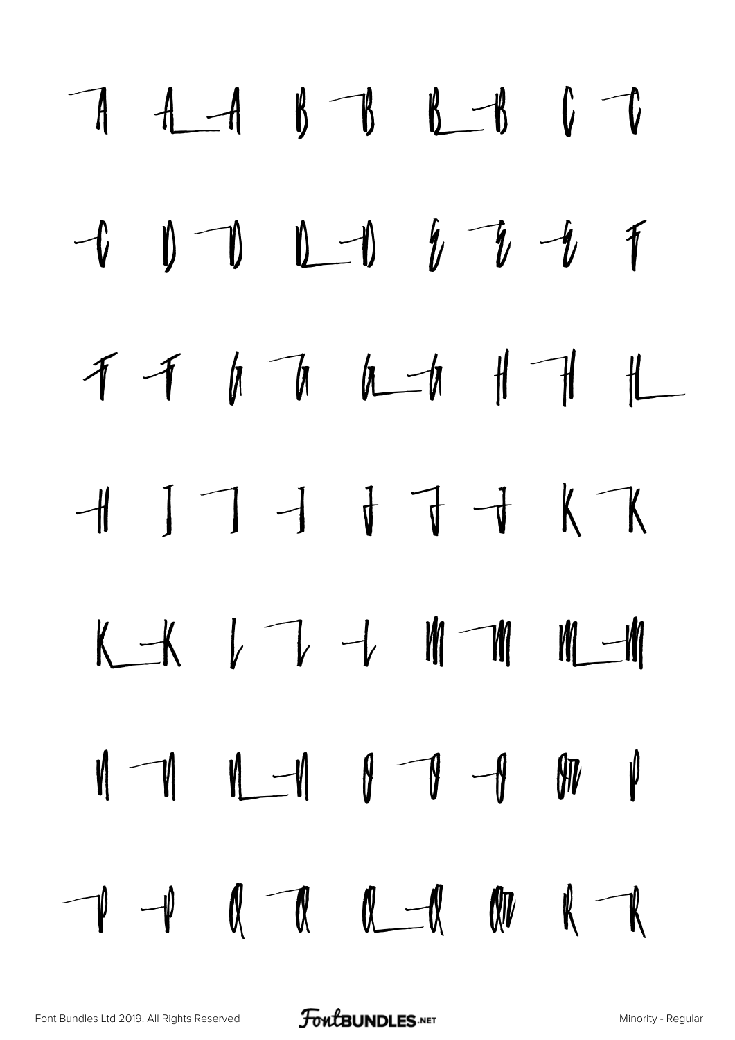A A-A B B B-B C C

C D D D-D E E E F

F F G G G-G H H H

H I I I J J J K K

K-K L L L M M M-M

N N N-N O O O Œ P

P P Q Q Q-Q Q R R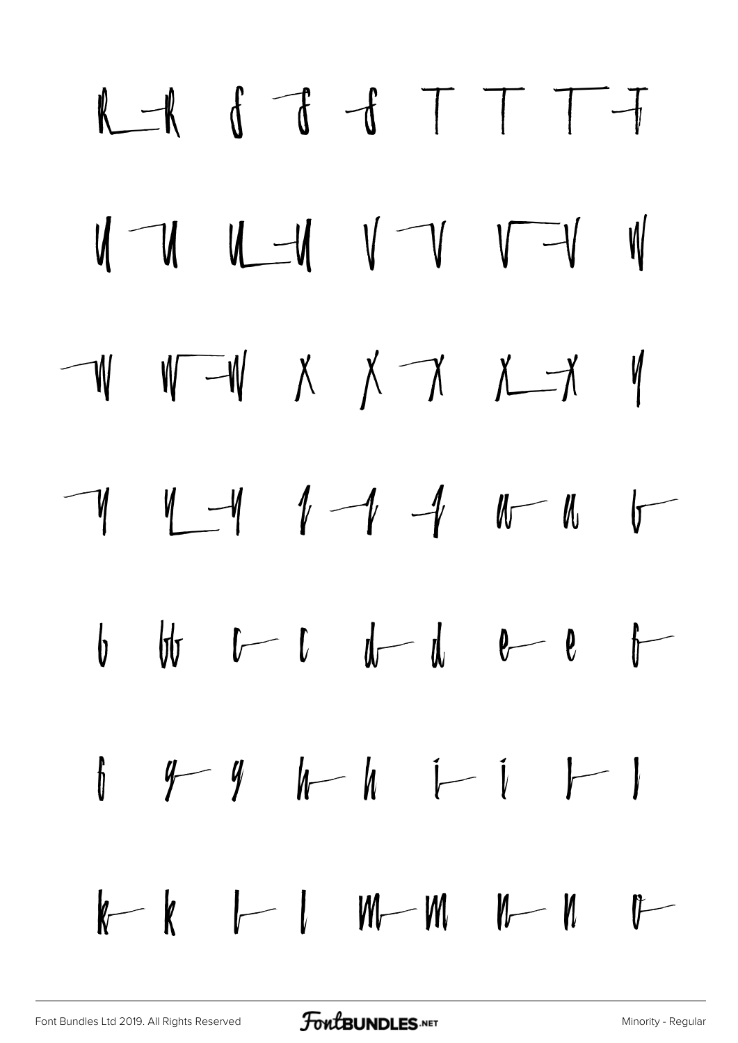R ⊢R ſ ʃ ⊣ſ T T T ⊤

U ⊤U U⊣U V ⊤V V⊣V W

⊤W W⊣W X X ⊤X X⊣X Y

⊤Y Y⊣Y Z ⊣Z ⊣Z a⊢ a b⊢

b bb c⊢ c d⊢ d e⊢ e f⊢

f g⊢ g h⊢ h i⊢ i j⊢ j

k⊢ k l⊢ l m⊢ m n⊢ n o⊢